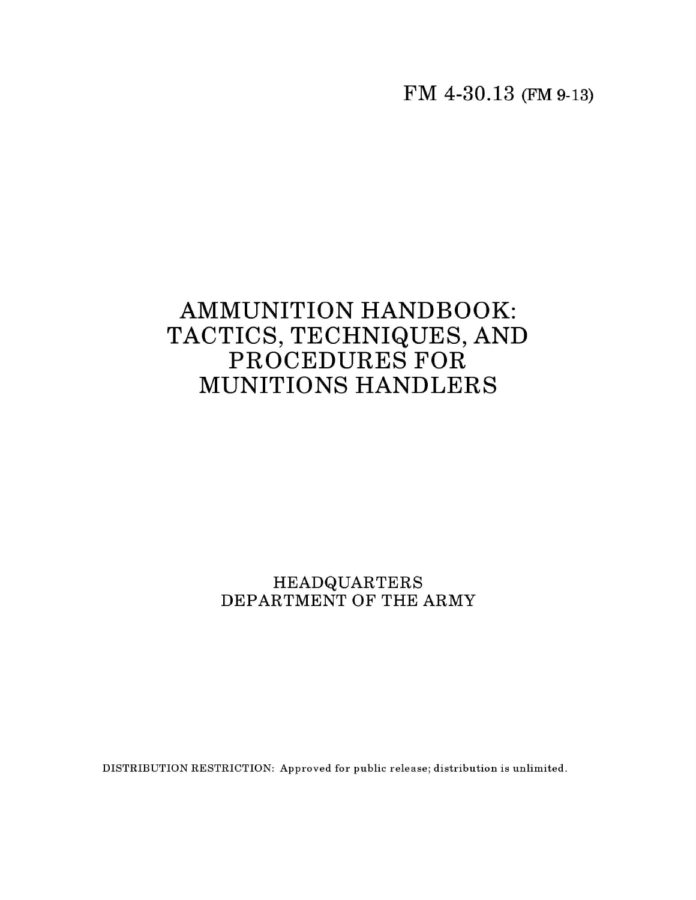FM 4-30.13 (FM 9-13)

# AMMUNITION HANDBOOK: TACTICS, TECHNIQUES, AND PROCEDURES FOR MUNITIONS HANDLERS

HEADQUARTERS
DEPARTMENT OF THE ARMY

DISTRIBUTION RESTRICTION: Approved for public release; distribution is unlimited.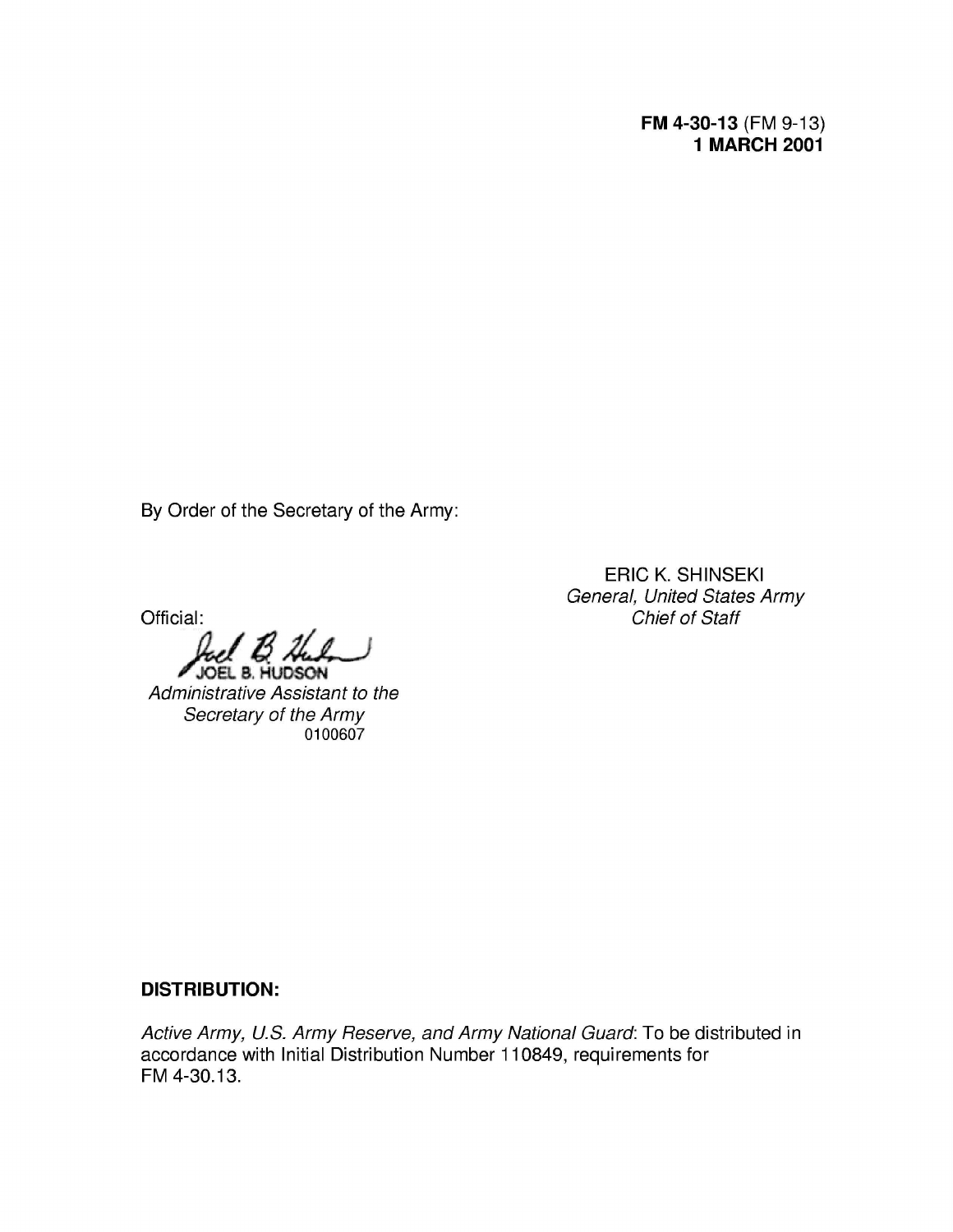**FM 4-30-13** (FM 9-13)
**1 MARCH 2001**

By Order of the Secretary of the Army:

ERIC K. SHINSEKI
*General, United States Army*
*Chief of Staff*

Official:

JOEL B. HUDSON
*Administrative Assistant to the*
*Secretary of the Army*
0100607

**DISTRIBUTION:**

*Active Army, U.S. Army Reserve, and Army National Guard*: To be distributed in accordance with Initial Distribution Number 110849, requirements for FM 4-30.13.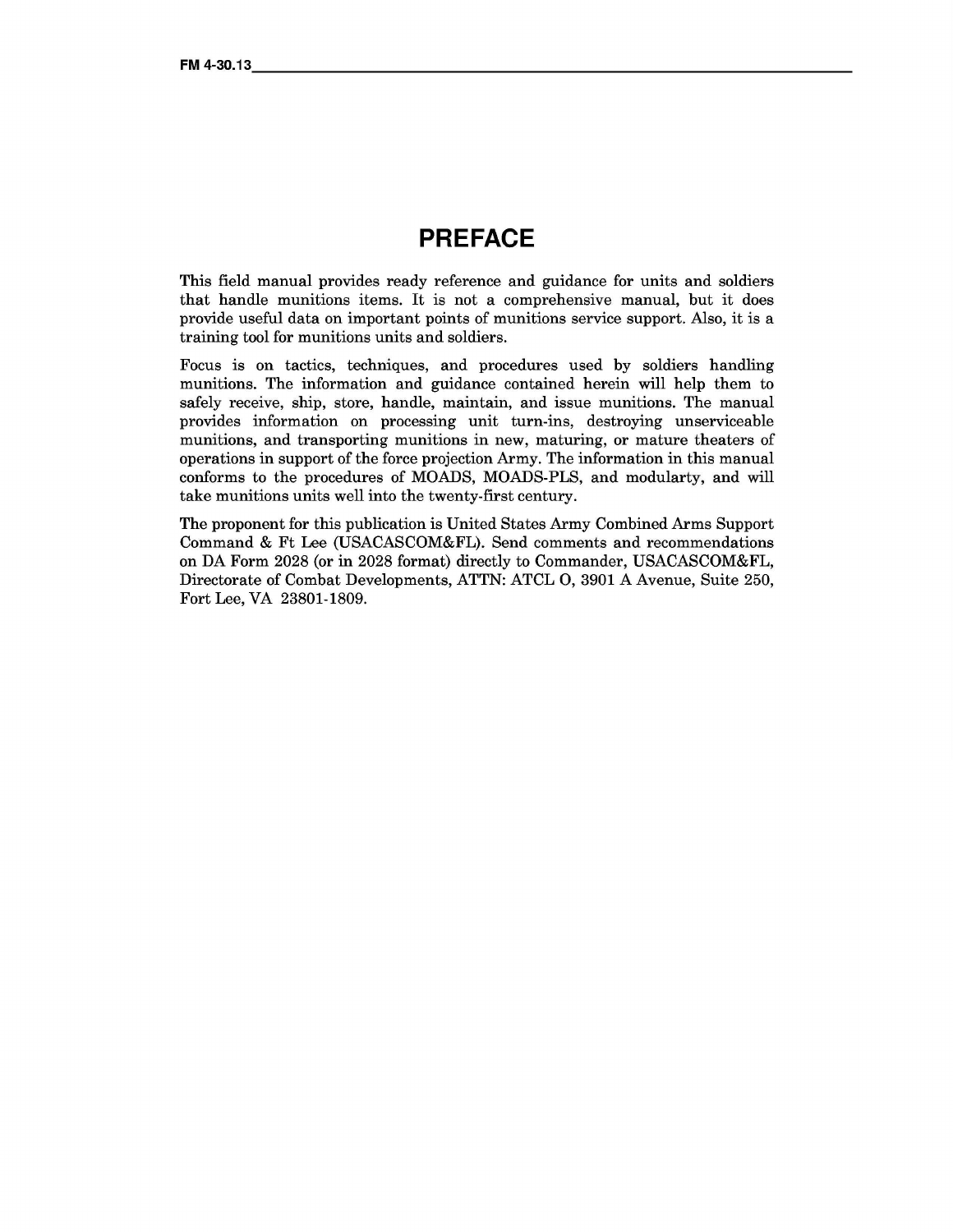# PREFACE

This field manual provides ready reference and guidance for units and soldiers that handle munitions items. It is not a comprehensive manual, but it does provide useful data on important points of munitions service support. Also, it is a training tool for munitions units and soldiers.

Focus is on tactics, techniques, and procedures used by soldiers handling munitions. The information and guidance contained herein will help them to safely receive, ship, store, handle, maintain, and issue munitions. The manual provides information on processing unit turn-ins, destroying unserviceable munitions, and transporting munitions in new, maturing, or mature theaters of operations in support of the force projection Army. The information in this manual conforms to the procedures of MOADS, MOADS-PLS, and modularty, and will take munitions units well into the twenty-first century.

The proponent for this publication is United States Army Combined Arms Support Command & Ft Lee (USACASCOM&FL). Send comments and recommendations on DA Form 2028 (or in 2028 format) directly to Commander, USACASCOM&FL, Directorate of Combat Developments, ATTN: ATCL O, 3901 A Avenue, Suite 250, Fort Lee, VA 23801-1809.